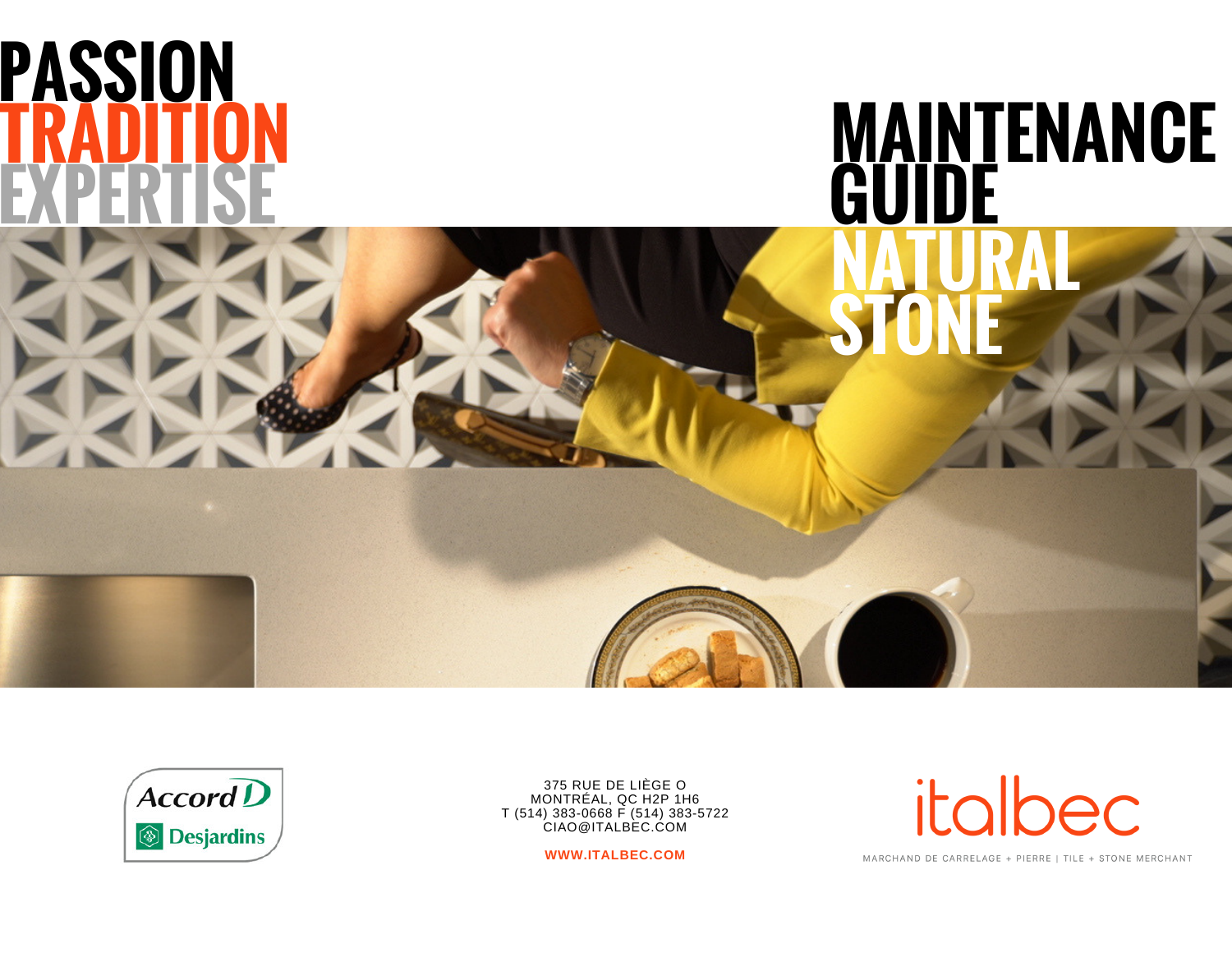# PASSION TRADITION EXPERTISE

# MAINTENANCE GUIDE NATURAL STONE

Accord D Desjardins

375 RUE DE LIÈGE O
MONTRÉAL, QC H2P 1H6
T (514) 383-0668 F (514) 383-5722
CIAO@ITALBEC.COM

**WWW.ITALBEC.COM**

italbec

MARCHAND DE CARRELAGE + PIERRE | TILE + STONE MERCHANT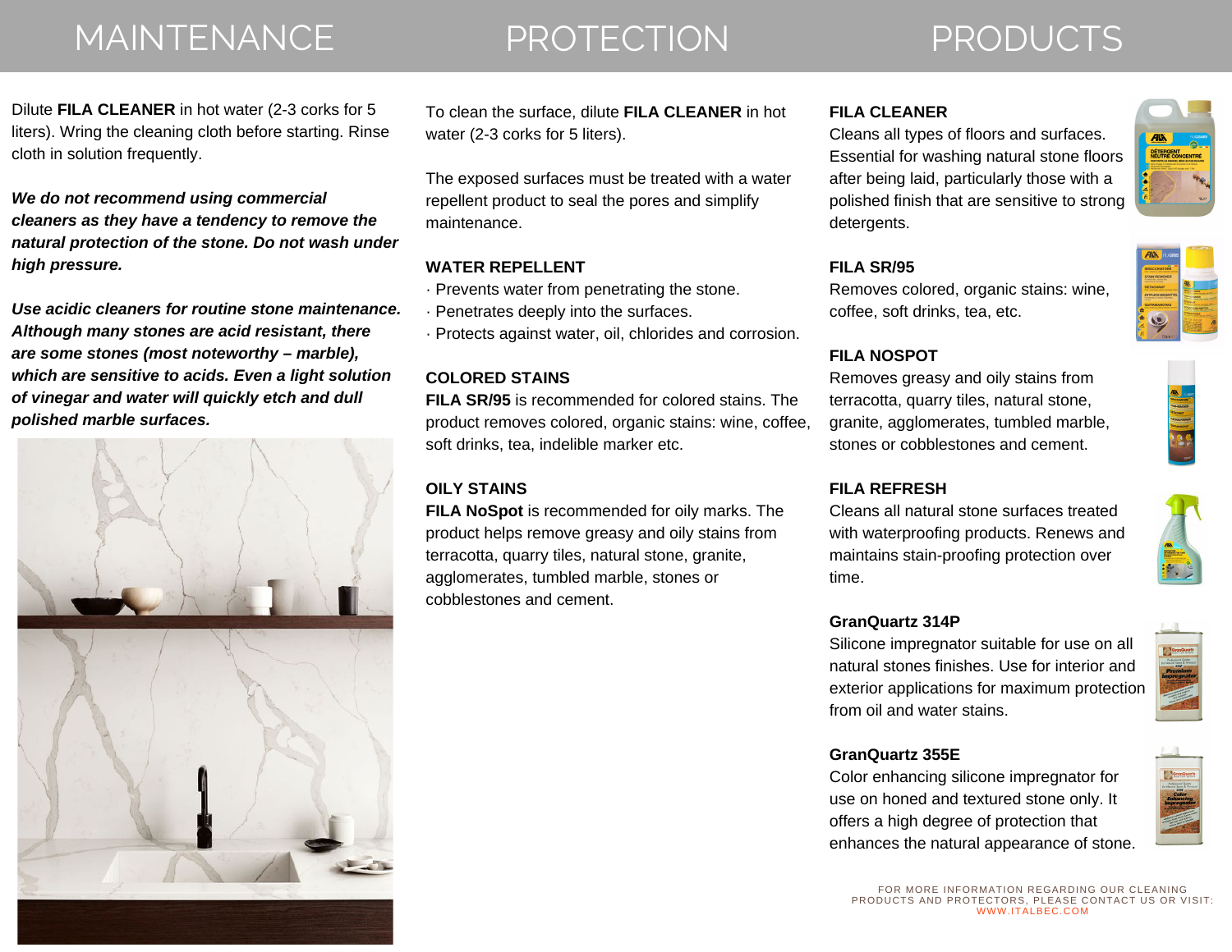## MAINTENANCE

Dilute **FILA CLEANER** in hot water (2-3 corks for 5 liters). Wring the cleaning cloth before starting. Rinse cloth in solution frequently.

***We do not recommend using commercial cleaners as they have a tendency to remove the natural protection of the stone. Do not wash under high pressure.***

***Use acidic cleaners for routine stone maintenance. Although many stones are acid resistant, there are some stones (most noteworthy – marble), which are sensitive to acids. Even a light solution of vinegar and water will quickly etch and dull polished marble surfaces.***

## PROTECTION

To clean the surface, dilute **FILA CLEANER** in hot water (2-3 corks for 5 liters).

The exposed surfaces must be treated with a water repellent product to seal the pores and simplify maintenance.

**WATER REPELLENT**

· Prevents water from penetrating the stone.
· Penetrates deeply into the surfaces.
· Protects against water, oil, chlorides and corrosion.

**COLORED STAINS**

**FILA SR/95** is recommended for colored stains. The product removes colored, organic stains: wine, coffee, soft drinks, tea, indelible marker etc.

**OILY STAINS**

**FILA NoSpot** is recommended for oily marks. The product helps remove greasy and oily stains from terracotta, quarry tiles, natural stone, granite, agglomerates, tumbled marble, stones or cobblestones and cement.

## PRODUCTS

**FILA CLEANER**
Cleans all types of floors and surfaces. Essential for washing natural stone floors after being laid, particularly those with a polished finish that are sensitive to strong detergents.

**FILA SR/95**
Removes colored, organic stains: wine, coffee, soft drinks, tea, etc.

**FILA NOSPOT**
Removes greasy and oily stains from terracotta, quarry tiles, natural stone, granite, agglomerates, tumbled marble, stones or cobblestones and cement.

**FILA REFRESH**
Cleans all natural stone surfaces treated with waterproofing products. Renews and maintains stain-proofing protection over time.

**GranQuartz 314P**
Silicone impregnator suitable for use on all natural stones finishes. Use for interior and exterior applications for maximum protection from oil and water stains.

**GranQuartz 355E**
Color enhancing silicone impregnator for use on honed and textured stone only. It offers a high degree of protection that enhances the natural appearance of stone.

FOR MORE INFORMATION REGARDING OUR CLEANING PRODUCTS AND PROTECTORS, PLEASE CONTACT US OR VISIT: WWW.ITALBEC.COM